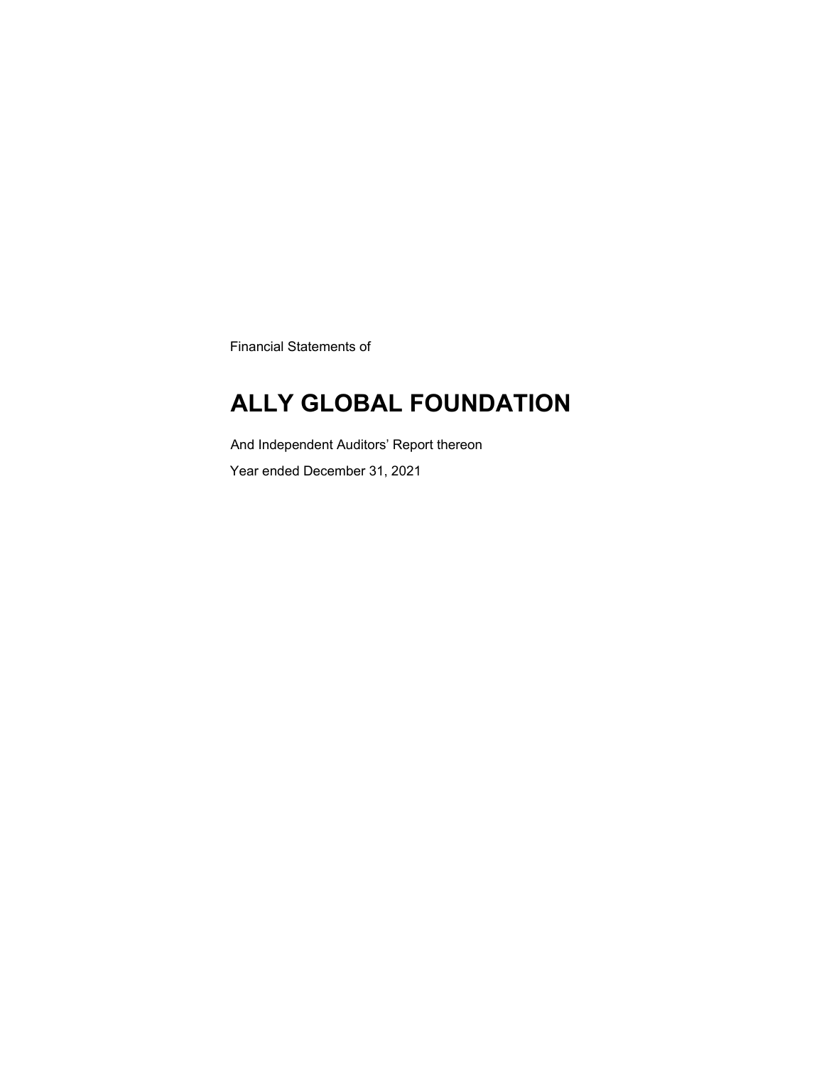Financial Statements of

# ALLY GLOBAL FOUNDATION

And Independent Auditors' Report thereon

Year ended December 31, 2021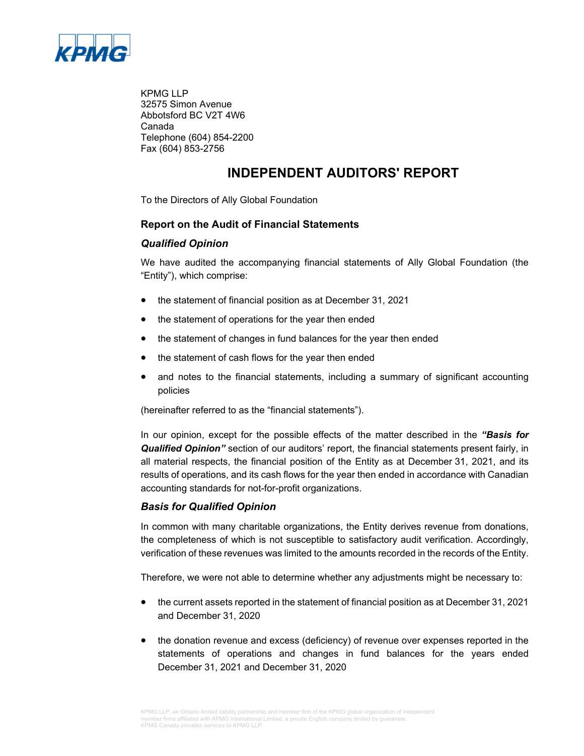KPMG

KPMG LLP
32575 Simon Avenue
Abbotsford BC V2T 4W6
Canada
Telephone (604) 854-2200
Fax (604) 853-2756

# INDEPENDENT AUDITORS' REPORT

To the Directors of Ally Global Foundation

## Report on the Audit of Financial Statements

### *Qualified Opinion*

We have audited the accompanying financial statements of Ally Global Foundation (the "Entity"), which comprise:

- the statement of financial position as at December 31, 2021
- the statement of operations for the year then ended
- the statement of changes in fund balances for the year then ended
- the statement of cash flows for the year then ended
- and notes to the financial statements, including a summary of significant accounting policies

(hereinafter referred to as the "financial statements").

In our opinion, except for the possible effects of the matter described in the ***"Basis for Qualified Opinion"*** section of our auditors' report, the financial statements present fairly, in all material respects, the financial position of the Entity as at December 31, 2021, and its results of operations, and its cash flows for the year then ended in accordance with Canadian accounting standards for not-for-profit organizations.

### *Basis for Qualified Opinion*

In common with many charitable organizations, the Entity derives revenue from donations, the completeness of which is not susceptible to satisfactory audit verification. Accordingly, verification of these revenues was limited to the amounts recorded in the records of the Entity.

Therefore, we were not able to determine whether any adjustments might be necessary to:

- the current assets reported in the statement of financial position as at December 31, 2021 and December 31, 2020
- the donation revenue and excess (deficiency) of revenue over expenses reported in the statements of operations and changes in fund balances for the years ended December 31, 2021 and December 31, 2020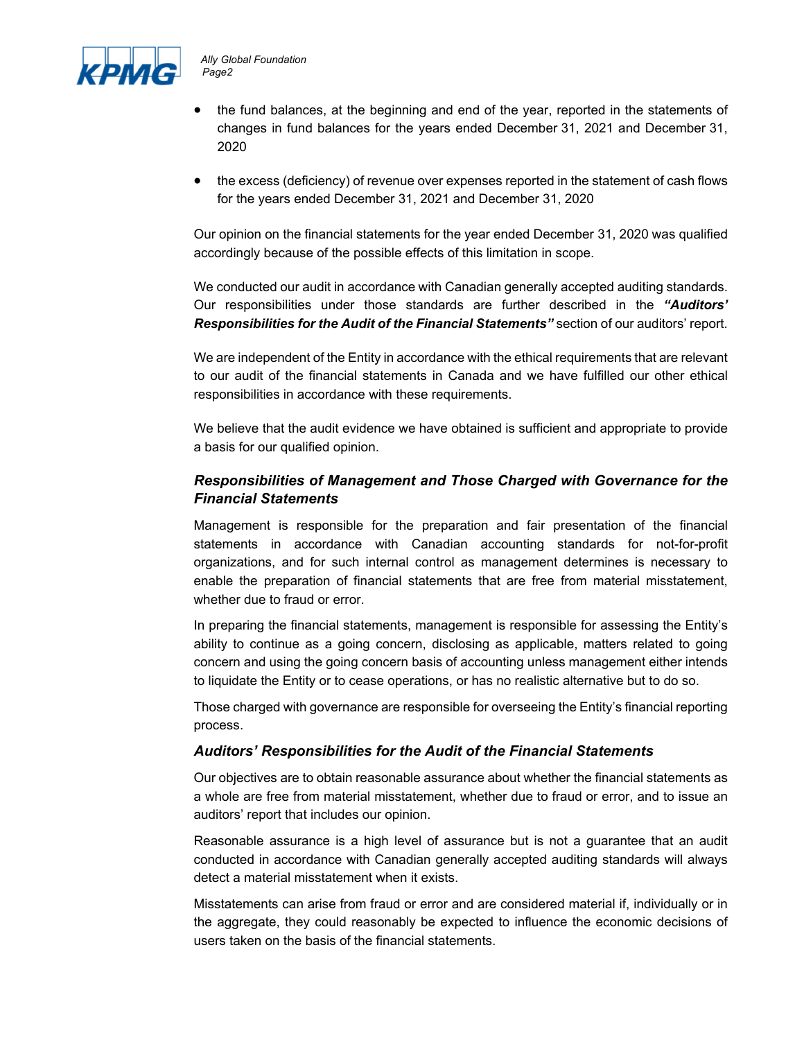- the fund balances, at the beginning and end of the year, reported in the statements of changes in fund balances for the years ended December 31, 2021 and December 31, 2020
- the excess (deficiency) of revenue over expenses reported in the statement of cash flows for the years ended December 31, 2021 and December 31, 2020

Our opinion on the financial statements for the year ended December 31, 2020 was qualified accordingly because of the possible effects of this limitation in scope.

We conducted our audit in accordance with Canadian generally accepted auditing standards. Our responsibilities under those standards are further described in the ***"Auditors' Responsibilities for the Audit of the Financial Statements"*** section of our auditors' report.

We are independent of the Entity in accordance with the ethical requirements that are relevant to our audit of the financial statements in Canada and we have fulfilled our other ethical responsibilities in accordance with these requirements.

We believe that the audit evidence we have obtained is sufficient and appropriate to provide a basis for our qualified opinion.

### *Responsibilities of Management and Those Charged with Governance for the Financial Statements*

Management is responsible for the preparation and fair presentation of the financial statements in accordance with Canadian accounting standards for not-for-profit organizations, and for such internal control as management determines is necessary to enable the preparation of financial statements that are free from material misstatement, whether due to fraud or error.

In preparing the financial statements, management is responsible for assessing the Entity's ability to continue as a going concern, disclosing as applicable, matters related to going concern and using the going concern basis of accounting unless management either intends to liquidate the Entity or to cease operations, or has no realistic alternative but to do so.

Those charged with governance are responsible for overseeing the Entity's financial reporting process.

### *Auditors' Responsibilities for the Audit of the Financial Statements*

Our objectives are to obtain reasonable assurance about whether the financial statements as a whole are free from material misstatement, whether due to fraud or error, and to issue an auditors' report that includes our opinion.

Reasonable assurance is a high level of assurance but is not a guarantee that an audit conducted in accordance with Canadian generally accepted auditing standards will always detect a material misstatement when it exists.

Misstatements can arise from fraud or error and are considered material if, individually or in the aggregate, they could reasonably be expected to influence the economic decisions of users taken on the basis of the financial statements.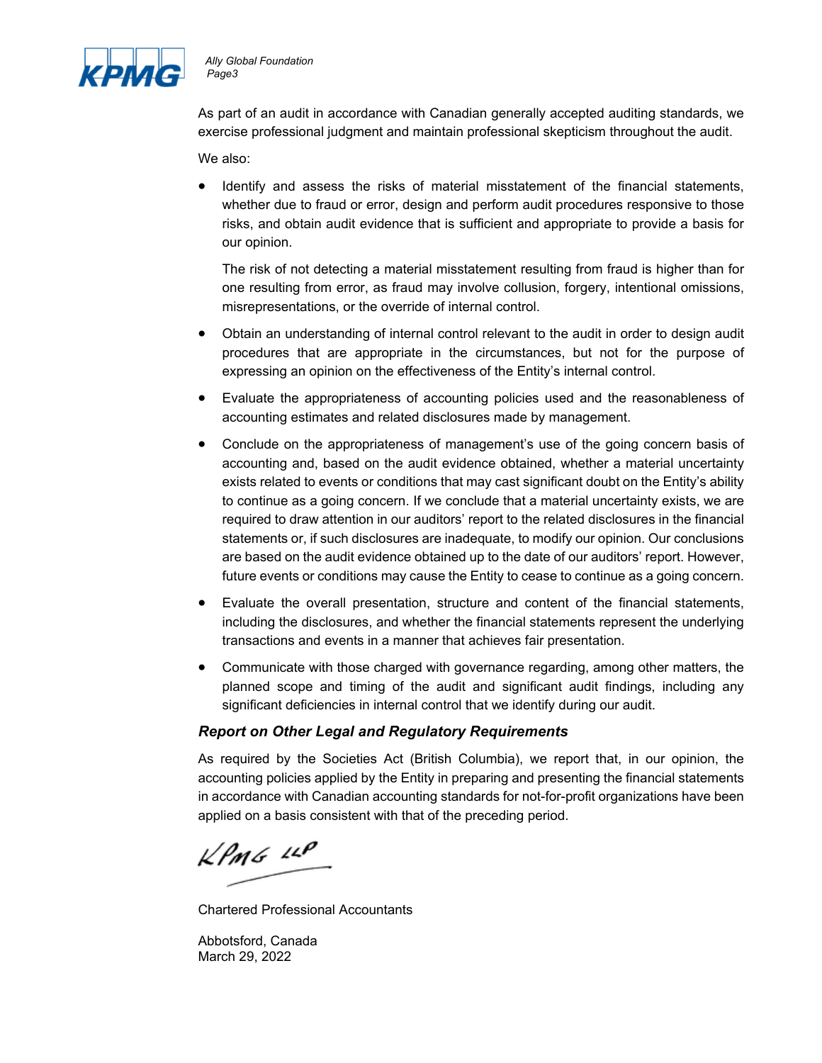As part of an audit in accordance with Canadian generally accepted auditing standards, we exercise professional judgment and maintain professional skepticism throughout the audit.

We also:

- Identify and assess the risks of material misstatement of the financial statements, whether due to fraud or error, design and perform audit procedures responsive to those risks, and obtain audit evidence that is sufficient and appropriate to provide a basis for our opinion.

  The risk of not detecting a material misstatement resulting from fraud is higher than for one resulting from error, as fraud may involve collusion, forgery, intentional omissions, misrepresentations, or the override of internal control.

- Obtain an understanding of internal control relevant to the audit in order to design audit procedures that are appropriate in the circumstances, but not for the purpose of expressing an opinion on the effectiveness of the Entity's internal control.

- Evaluate the appropriateness of accounting policies used and the reasonableness of accounting estimates and related disclosures made by management.

- Conclude on the appropriateness of management's use of the going concern basis of accounting and, based on the audit evidence obtained, whether a material uncertainty exists related to events or conditions that may cast significant doubt on the Entity's ability to continue as a going concern. If we conclude that a material uncertainty exists, we are required to draw attention in our auditors' report to the related disclosures in the financial statements or, if such disclosures are inadequate, to modify our opinion. Our conclusions are based on the audit evidence obtained up to the date of our auditors' report. However, future events or conditions may cause the Entity to cease to continue as a going concern.

- Evaluate the overall presentation, structure and content of the financial statements, including the disclosures, and whether the financial statements represent the underlying transactions and events in a manner that achieves fair presentation.

- Communicate with those charged with governance regarding, among other matters, the planned scope and timing of the audit and significant audit findings, including any significant deficiencies in internal control that we identify during our audit.

### *Report on Other Legal and Regulatory Requirements*

As required by the Societies Act (British Columbia), we report that, in our opinion, the accounting policies applied by the Entity in preparing and presenting the financial statements in accordance with Canadian accounting standards for not-for-profit organizations have been applied on a basis consistent with that of the preceding period.

*KPMG LLP*

Chartered Professional Accountants

Abbotsford, Canada
March 29, 2022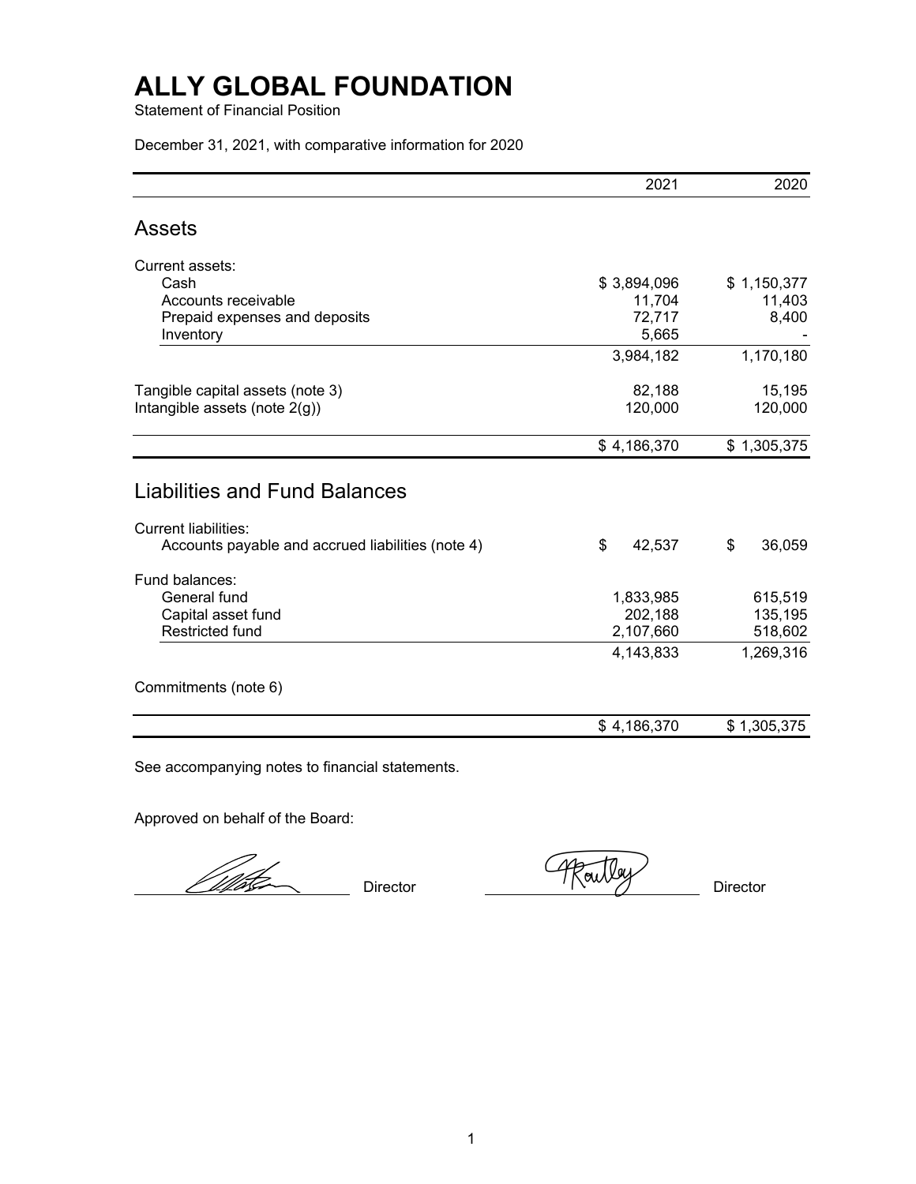# ALLY GLOBAL FOUNDATION

Statement of Financial Position

December 31, 2021, with comparative information for 2020

| | 2021 | 2020 |
|---|---|---|
| **Assets** | | |
| Current assets: | | |
| Cash | $ 3,894,096 | $ 1,150,377 |
| Accounts receivable | 11,704 | 11,403 |
| Prepaid expenses and deposits | 72,717 | 8,400 |
| Inventory | 5,665 | - |
| | 3,984,182 | 1,170,180 |
| Tangible capital assets (note 3) | 82,188 | 15,195 |
| Intangible assets (note 2(g)) | 120,000 | 120,000 |
| | $ 4,186,370 | $ 1,305,375 |
| **Liabilities and Fund Balances** | | |
| Current liabilities: | | |
| Accounts payable and accrued liabilities (note 4) | $ 42,537 | $ 36,059 |
| Fund balances: | | |
| General fund | 1,833,985 | 615,519 |
| Capital asset fund | 202,188 | 135,195 |
| Restricted fund | 2,107,660 | 518,602 |
| | 4,143,833 | 1,269,316 |
| Commitments (note 6) | | |
| | $ 4,186,370 | $ 1,305,375 |

See accompanying notes to financial statements.

Approved on behalf of the Board:

_______________ Director _______________ Director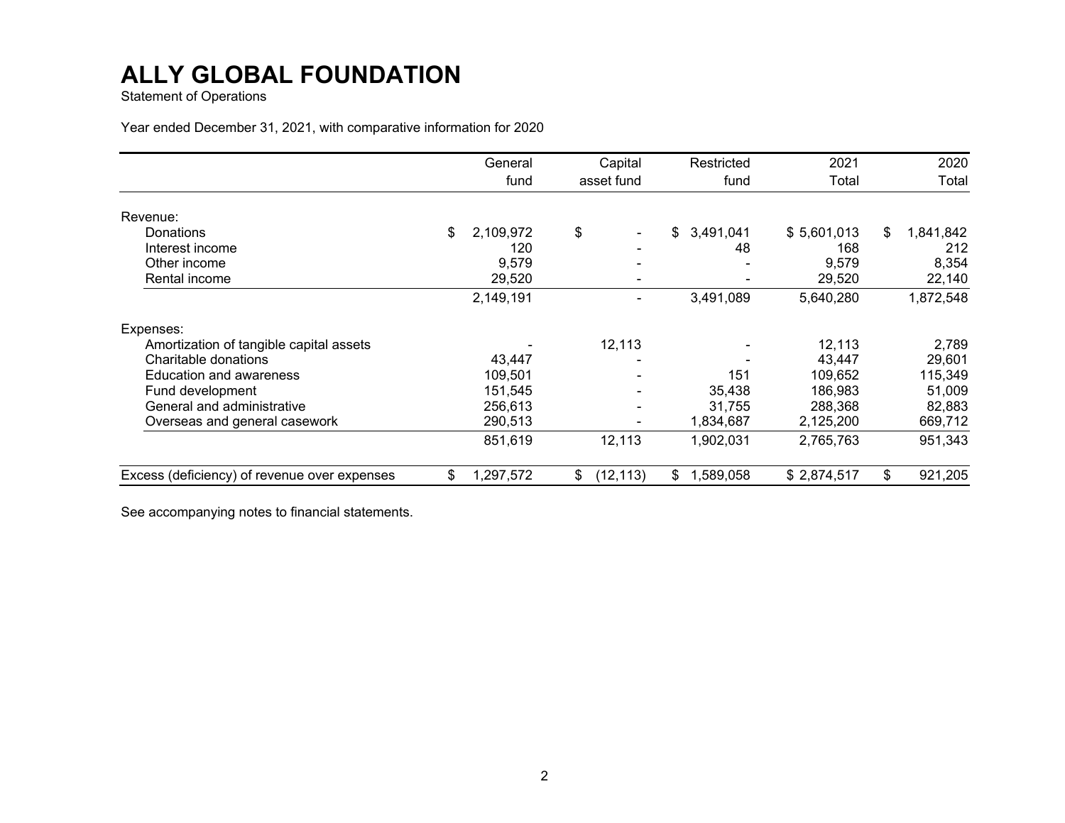# ALLY GLOBAL FOUNDATION

Statement of Operations

Year ended December 31, 2021, with comparative information for 2020

| | General fund | Capital asset fund | Restricted fund | 2021 Total | 2020 Total |
|---|---|---|---|---|---|
| Revenue: | | | | | |
| Donations | $ 2,109,972 | $ - | $ 3,491,041 | $ 5,601,013 | $ 1,841,842 |
| Interest income | 120 | - | 48 | 168 | 212 |
| Other income | 9,579 | - | - | 9,579 | 8,354 |
| Rental income | 29,520 | - | - | 29,520 | 22,140 |
| | 2,149,191 | - | 3,491,089 | 5,640,280 | 1,872,548 |
| Expenses: | | | | | |
| Amortization of tangible capital assets | - | 12,113 | - | 12,113 | 2,789 |
| Charitable donations | 43,447 | - | - | 43,447 | 29,601 |
| Education and awareness | 109,501 | - | 151 | 109,652 | 115,349 |
| Fund development | 151,545 | - | 35,438 | 186,983 | 51,009 |
| General and administrative | 256,613 | - | 31,755 | 288,368 | 82,883 |
| Overseas and general casework | 290,513 | - | 1,834,687 | 2,125,200 | 669,712 |
| | 851,619 | 12,113 | 1,902,031 | 2,765,763 | 951,343 |
| Excess (deficiency) of revenue over expenses | $ 1,297,572 | $ (12,113) | $ 1,589,058 | $ 2,874,517 | $ 921,205 |

See accompanying notes to financial statements.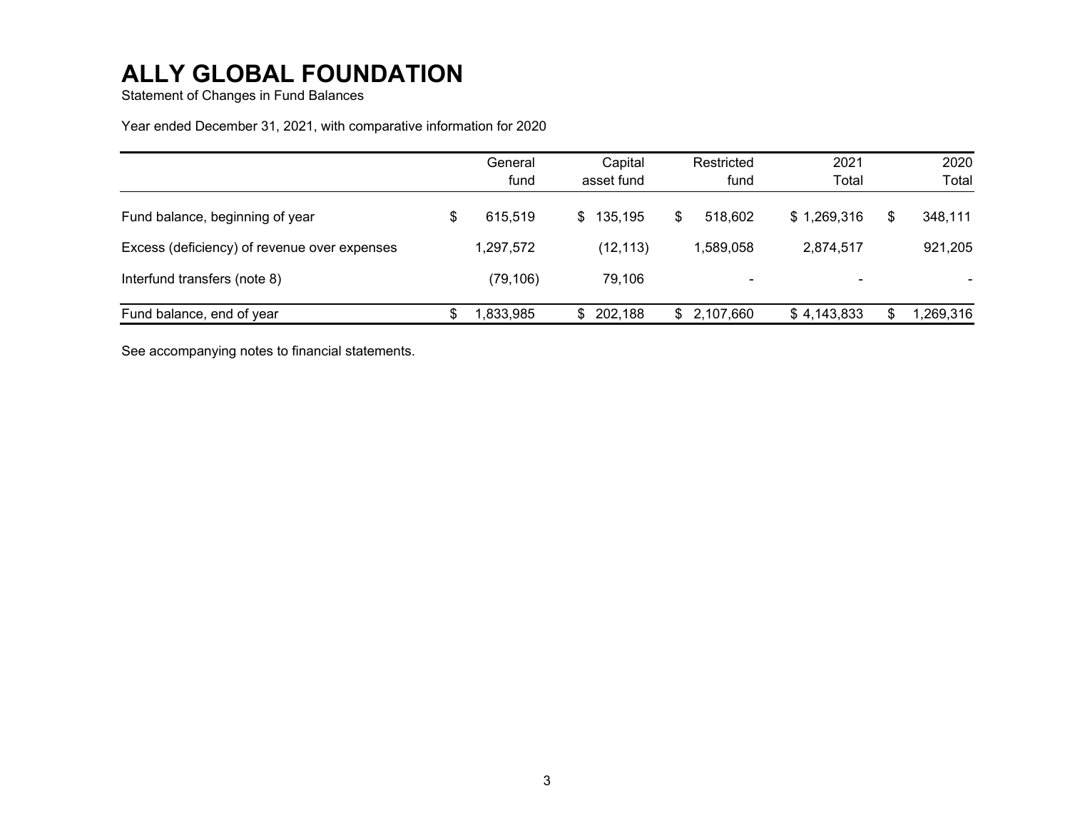# ALLY GLOBAL FOUNDATION

Statement of Changes in Fund Balances

Year ended December 31, 2021, with comparative information for 2020

| | General fund | Capital asset fund | Restricted fund | 2021 Total | 2020 Total |
|---|---|---|---|---|---|
| Fund balance, beginning of year | $ 615,519 | $ 135,195 | $ 518,602 | $ 1,269,316 | $ 348,111 |
| Excess (deficiency) of revenue over expenses | 1,297,572 | (12,113) | 1,589,058 | 2,874,517 | 921,205 |
| Interfund transfers (note 8) | (79,106) | 79,106 | - | - | - |
| Fund balance, end of year | $ 1,833,985 | $ 202,188 | $ 2,107,660 | $ 4,143,833 | $ 1,269,316 |

See accompanying notes to financial statements.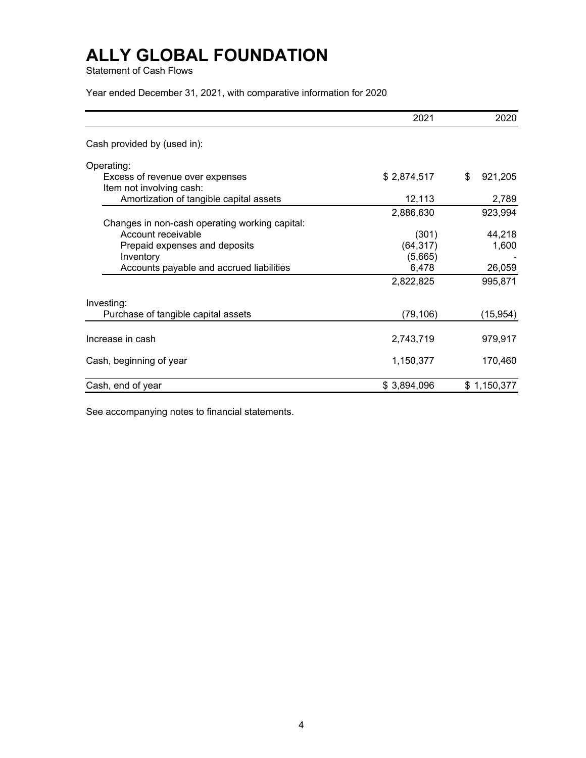# ALLY GLOBAL FOUNDATION

Statement of Cash Flows

Year ended December 31, 2021, with comparative information for 2020

| | 2021 | 2020 |
|---|---|---|
| Cash provided by (used in): | | |
| Operating: | | |
| Excess of revenue over expenses | $ 2,874,517 | $ 921,205 |
| Item not involving cash: | | |
| Amortization of tangible capital assets | 12,113 | 2,789 |
| | 2,886,630 | 923,994 |
| Changes in non-cash operating working capital: | | |
| Account receivable | (301) | 44,218 |
| Prepaid expenses and deposits | (64,317) | 1,600 |
| Inventory | (5,665) | - |
| Accounts payable and accrued liabilities | 6,478 | 26,059 |
| | 2,822,825 | 995,871 |
| Investing: | | |
| Purchase of tangible capital assets | (79,106) | (15,954) |
| Increase in cash | 2,743,719 | 979,917 |
| Cash, beginning of year | 1,150,377 | 170,460 |
| Cash, end of year | $ 3,894,096 | $ 1,150,377 |

See accompanying notes to financial statements.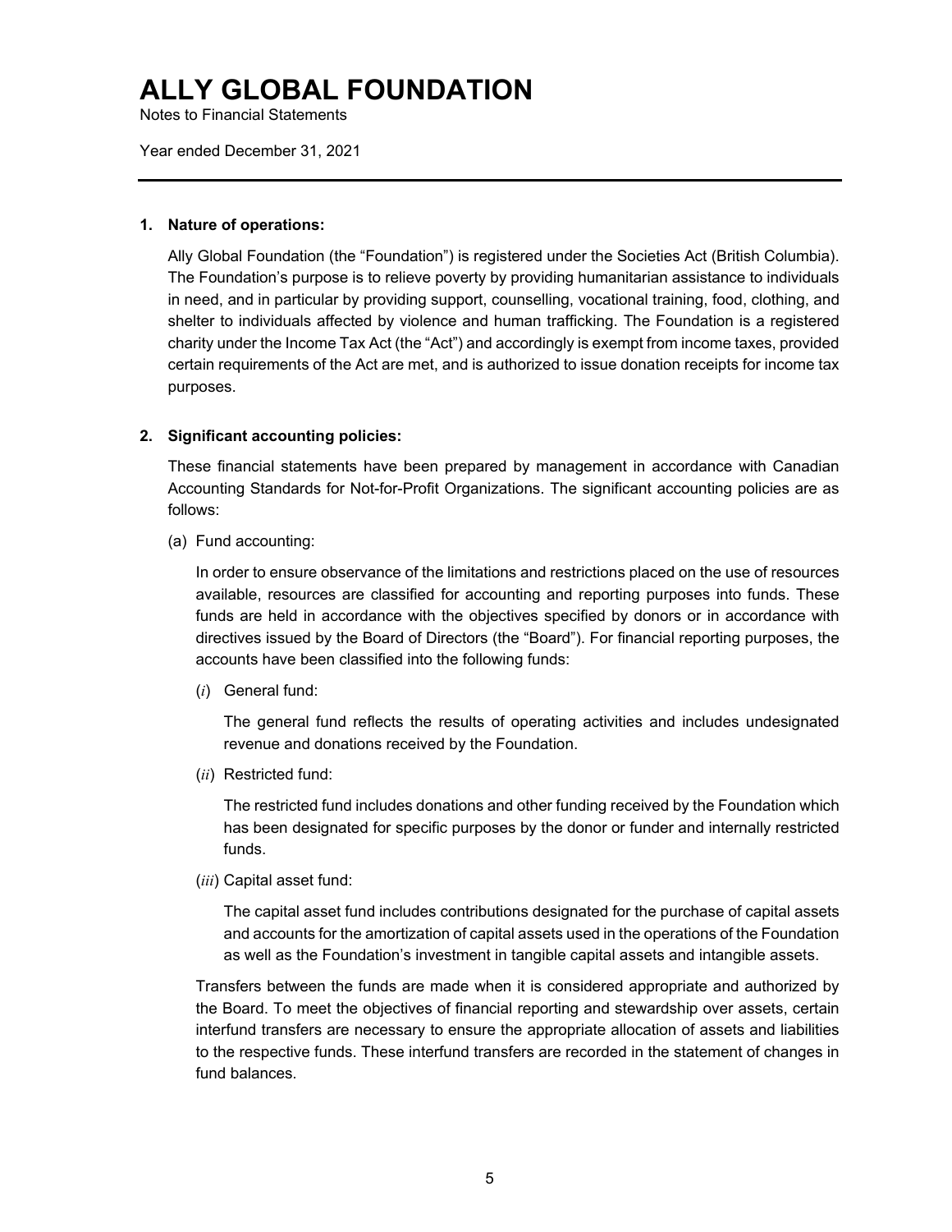# ALLY GLOBAL FOUNDATION

Notes to Financial Statements

Year ended December 31, 2021

---

**1. Nature of operations:**

Ally Global Foundation (the "Foundation") is registered under the Societies Act (British Columbia). The Foundation's purpose is to relieve poverty by providing humanitarian assistance to individuals in need, and in particular by providing support, counselling, vocational training, food, clothing, and shelter to individuals affected by violence and human trafficking. The Foundation is a registered charity under the Income Tax Act (the "Act") and accordingly is exempt from income taxes, provided certain requirements of the Act are met, and is authorized to issue donation receipts for income tax purposes.

**2. Significant accounting policies:**

These financial statements have been prepared by management in accordance with Canadian Accounting Standards for Not-for-Profit Organizations. The significant accounting policies are as follows:

(a) Fund accounting:

In order to ensure observance of the limitations and restrictions placed on the use of resources available, resources are classified for accounting and reporting purposes into funds. These funds are held in accordance with the objectives specified by donors or in accordance with directives issued by the Board of Directors (the "Board"). For financial reporting purposes, the accounts have been classified into the following funds:

(*i*) General fund:

The general fund reflects the results of operating activities and includes undesignated revenue and donations received by the Foundation.

(*ii*) Restricted fund:

The restricted fund includes donations and other funding received by the Foundation which has been designated for specific purposes by the donor or funder and internally restricted funds.

(*iii*) Capital asset fund:

The capital asset fund includes contributions designated for the purchase of capital assets and accounts for the amortization of capital assets used in the operations of the Foundation as well as the Foundation's investment in tangible capital assets and intangible assets.

Transfers between the funds are made when it is considered appropriate and authorized by the Board. To meet the objectives of financial reporting and stewardship over assets, certain interfund transfers are necessary to ensure the appropriate allocation of assets and liabilities to the respective funds. These interfund transfers are recorded in the statement of changes in fund balances.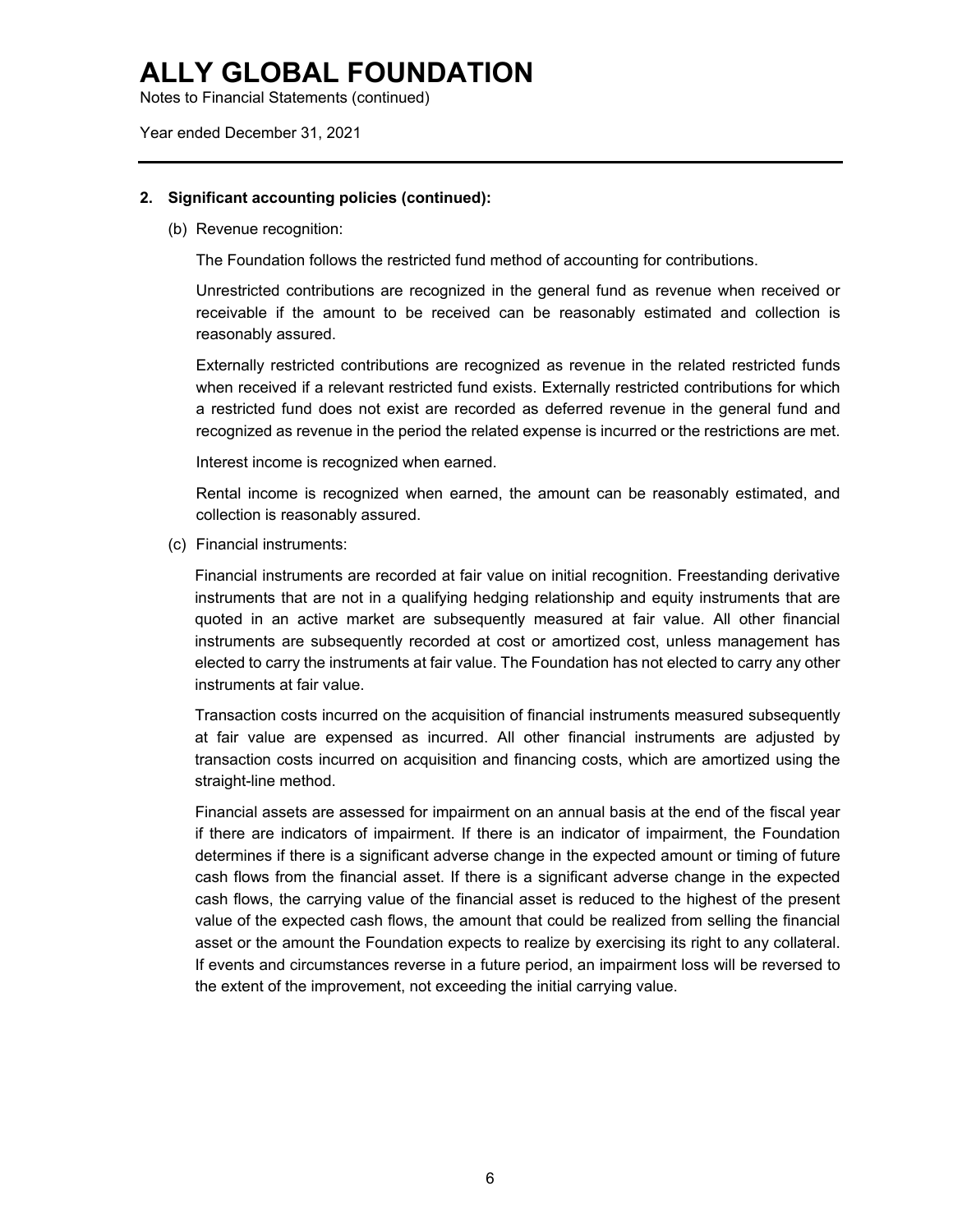# ALLY GLOBAL FOUNDATION

Notes to Financial Statements (continued)

Year ended December 31, 2021

**2. Significant accounting policies (continued):**

(b) Revenue recognition:

The Foundation follows the restricted fund method of accounting for contributions.

Unrestricted contributions are recognized in the general fund as revenue when received or receivable if the amount to be received can be reasonably estimated and collection is reasonably assured.

Externally restricted contributions are recognized as revenue in the related restricted funds when received if a relevant restricted fund exists. Externally restricted contributions for which a restricted fund does not exist are recorded as deferred revenue in the general fund and recognized as revenue in the period the related expense is incurred or the restrictions are met.

Interest income is recognized when earned.

Rental income is recognized when earned, the amount can be reasonably estimated, and collection is reasonably assured.

(c) Financial instruments:

Financial instruments are recorded at fair value on initial recognition. Freestanding derivative instruments that are not in a qualifying hedging relationship and equity instruments that are quoted in an active market are subsequently measured at fair value. All other financial instruments are subsequently recorded at cost or amortized cost, unless management has elected to carry the instruments at fair value. The Foundation has not elected to carry any other instruments at fair value.

Transaction costs incurred on the acquisition of financial instruments measured subsequently at fair value are expensed as incurred. All other financial instruments are adjusted by transaction costs incurred on acquisition and financing costs, which are amortized using the straight-line method.

Financial assets are assessed for impairment on an annual basis at the end of the fiscal year if there are indicators of impairment. If there is an indicator of impairment, the Foundation determines if there is a significant adverse change in the expected amount or timing of future cash flows from the financial asset. If there is a significant adverse change in the expected cash flows, the carrying value of the financial asset is reduced to the highest of the present value of the expected cash flows, the amount that could be realized from selling the financial asset or the amount the Foundation expects to realize by exercising its right to any collateral. If events and circumstances reverse in a future period, an impairment loss will be reversed to the extent of the improvement, not exceeding the initial carrying value.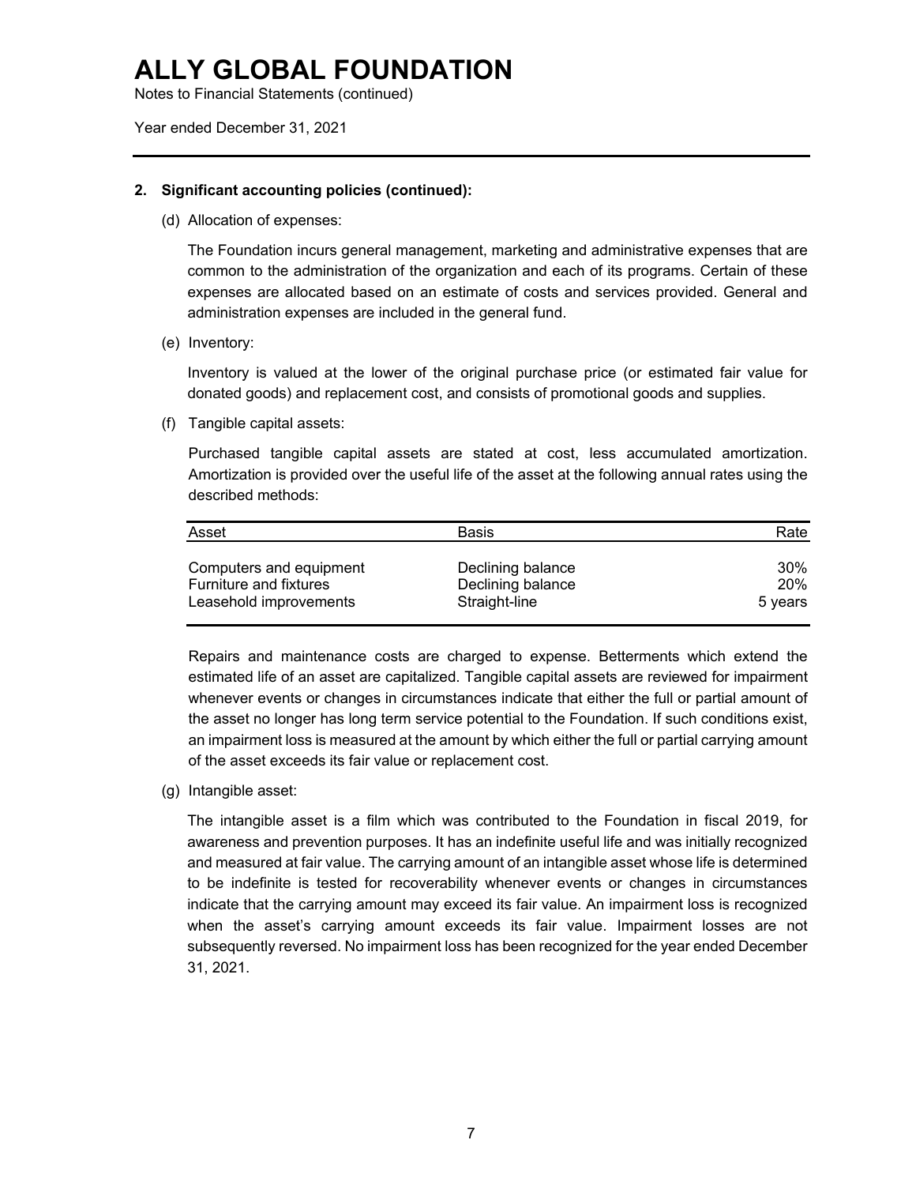# ALLY GLOBAL FOUNDATION

Notes to Financial Statements (continued)

Year ended December 31, 2021

## 2. Significant accounting policies (continued):

(d) Allocation of expenses:

The Foundation incurs general management, marketing and administrative expenses that are common to the administration of the organization and each of its programs. Certain of these expenses are allocated based on an estimate of costs and services provided. General and administration expenses are included in the general fund.

(e) Inventory:

Inventory is valued at the lower of the original purchase price (or estimated fair value for donated goods) and replacement cost, and consists of promotional goods and supplies.

(f) Tangible capital assets:

Purchased tangible capital assets are stated at cost, less accumulated amortization. Amortization is provided over the useful life of the asset at the following annual rates using the described methods:

| Asset | Basis | Rate |
|---|---|---|
| Computers and equipment | Declining balance | 30% |
| Furniture and fixtures | Declining balance | 20% |
| Leasehold improvements | Straight-line | 5 years |

Repairs and maintenance costs are charged to expense. Betterments which extend the estimated life of an asset are capitalized. Tangible capital assets are reviewed for impairment whenever events or changes in circumstances indicate that either the full or partial amount of the asset no longer has long term service potential to the Foundation. If such conditions exist, an impairment loss is measured at the amount by which either the full or partial carrying amount of the asset exceeds its fair value or replacement cost.

(g) Intangible asset:

The intangible asset is a film which was contributed to the Foundation in fiscal 2019, for awareness and prevention purposes. It has an indefinite useful life and was initially recognized and measured at fair value. The carrying amount of an intangible asset whose life is determined to be indefinite is tested for recoverability whenever events or changes in circumstances indicate that the carrying amount may exceed its fair value. An impairment loss is recognized when the asset's carrying amount exceeds its fair value. Impairment losses are not subsequently reversed. No impairment loss has been recognized for the year ended December 31, 2021.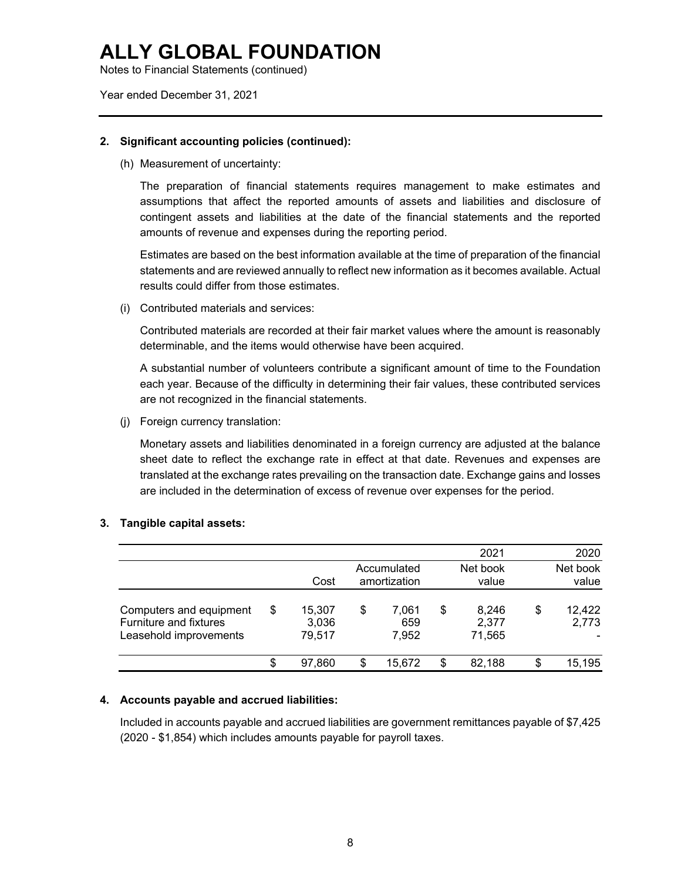# ALLY GLOBAL FOUNDATION

Notes to Financial Statements (continued)

Year ended December 31, 2021

## 2. Significant accounting policies (continued):

(h) Measurement of uncertainty:

The preparation of financial statements requires management to make estimates and assumptions that affect the reported amounts of assets and liabilities and disclosure of contingent assets and liabilities at the date of the financial statements and the reported amounts of revenue and expenses during the reporting period.

Estimates are based on the best information available at the time of preparation of the financial statements and are reviewed annually to reflect new information as it becomes available. Actual results could differ from those estimates.

(i) Contributed materials and services:

Contributed materials are recorded at their fair market values where the amount is reasonably determinable, and the items would otherwise have been acquired.

A substantial number of volunteers contribute a significant amount of time to the Foundation each year. Because of the difficulty in determining their fair values, these contributed services are not recognized in the financial statements.

(j) Foreign currency translation:

Monetary assets and liabilities denominated in a foreign currency are adjusted at the balance sheet date to reflect the exchange rate in effect at that date. Revenues and expenses are translated at the exchange rates prevailing on the transaction date. Exchange gains and losses are included in the determination of excess of revenue over expenses for the period.

## 3. Tangible capital assets:

| | | | 2021 | 2020 |
|---|---|---|---|---|
| | Cost | Accumulated amortization | Net book value | Net book value |
| Computers and equipment | $ 15,307 | $ 7,061 | $ 8,246 | $ 12,422 |
| Furniture and fixtures | 3,036 | 659 | 2,377 | 2,773 |
| Leasehold improvements | 79,517 | 7,952 | 71,565 | - |
| | $ 97,860 | $ 15,672 | $ 82,188 | $ 15,195 |

## 4. Accounts payable and accrued liabilities:

Included in accounts payable and accrued liabilities are government remittances payable of $7,425 (2020 - $1,854) which includes amounts payable for payroll taxes.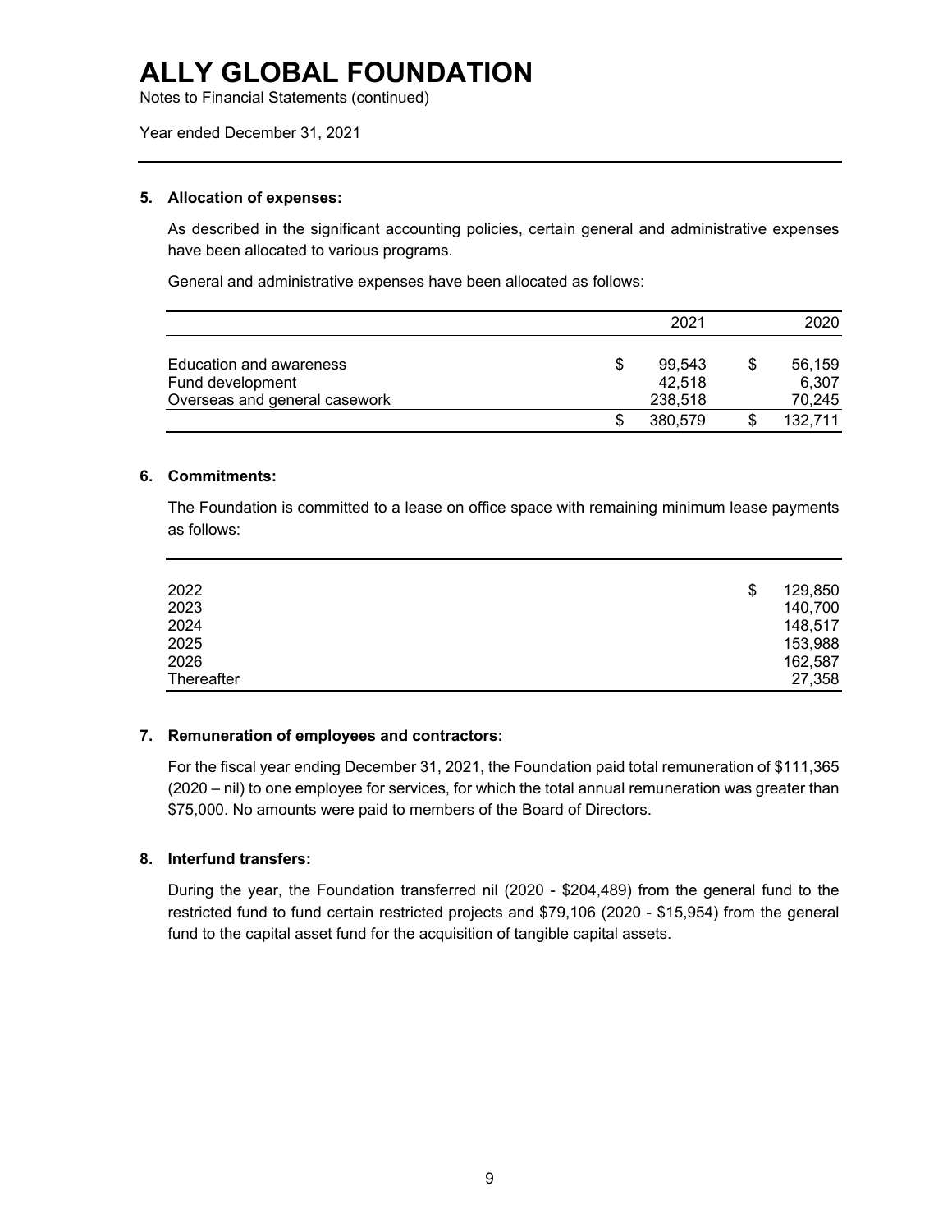# ALLY GLOBAL FOUNDATION

Notes to Financial Statements (continued)

Year ended December 31, 2021

## 5. Allocation of expenses:

As described in the significant accounting policies, certain general and administrative expenses have been allocated to various programs.

General and administrative expenses have been allocated as follows:

| | 2021 | 2020 |
|---|---|---|
| Education and awareness | $ 99,543 | $ 56,159 |
| Fund development | 42,518 | 6,307 |
| Overseas and general casework | 238,518 | 70,245 |
| | $ 380,579 | $ 132,711 |

## 6. Commitments:

The Foundation is committed to a lease on office space with remaining minimum lease payments as follows:

| | |
|---|---|
| 2022 | $ 129,850 |
| 2023 | 140,700 |
| 2024 | 148,517 |
| 2025 | 153,988 |
| 2026 | 162,587 |
| Thereafter | 27,358 |

## 7. Remuneration of employees and contractors:

For the fiscal year ending December 31, 2021, the Foundation paid total remuneration of $111,365 (2020 – nil) to one employee for services, for which the total annual remuneration was greater than $75,000. No amounts were paid to members of the Board of Directors.

## 8. Interfund transfers:

During the year, the Foundation transferred nil (2020 - $204,489) from the general fund to the restricted fund to fund certain restricted projects and $79,106 (2020 - $15,954) from the general fund to the capital asset fund for the acquisition of tangible capital assets.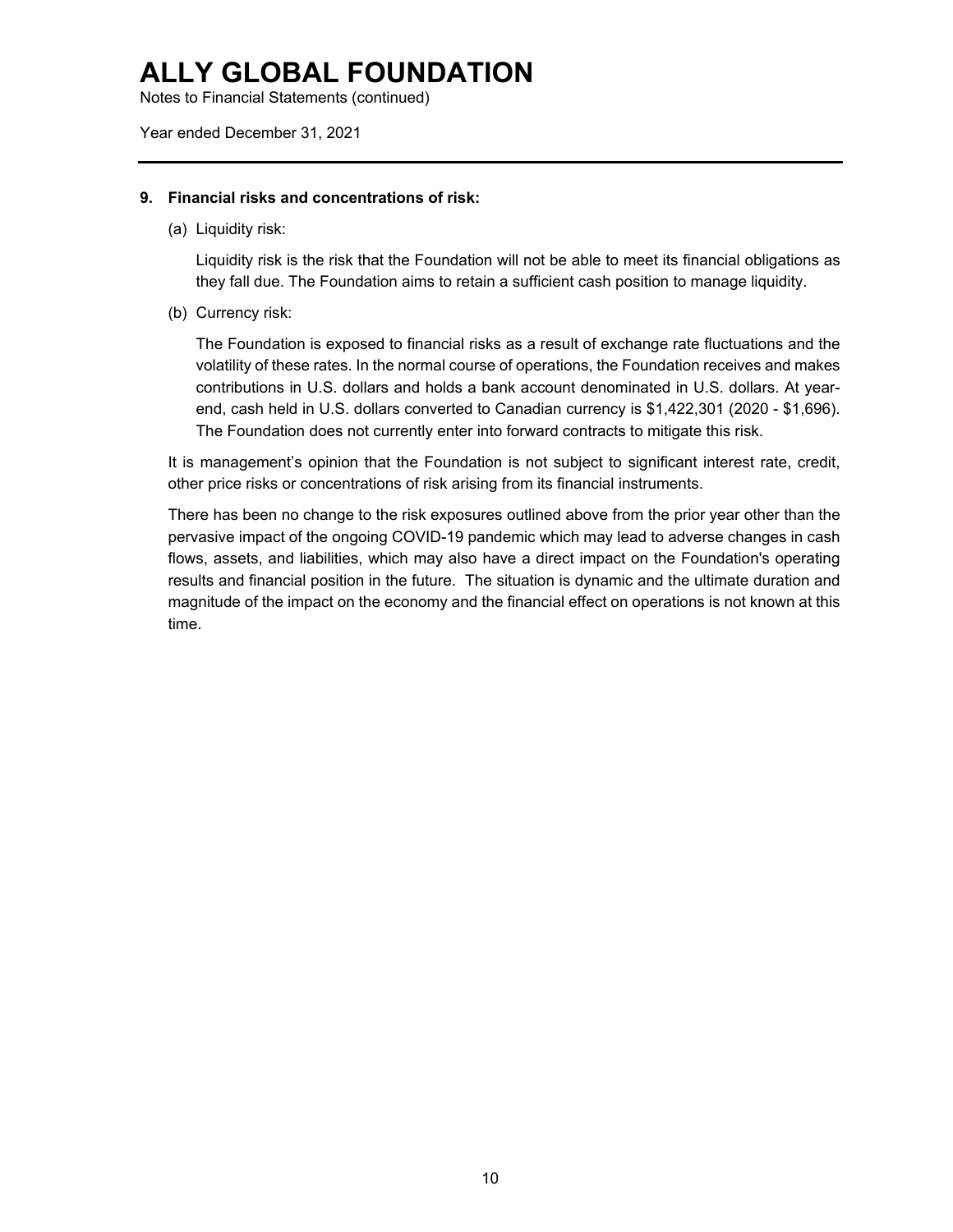# ALLY GLOBAL FOUNDATION

Notes to Financial Statements (continued)

Year ended December 31, 2021

---

**9. Financial risks and concentrations of risk:**

(a) Liquidity risk:

Liquidity risk is the risk that the Foundation will not be able to meet its financial obligations as they fall due. The Foundation aims to retain a sufficient cash position to manage liquidity.

(b) Currency risk:

The Foundation is exposed to financial risks as a result of exchange rate fluctuations and the volatility of these rates. In the normal course of operations, the Foundation receives and makes contributions in U.S. dollars and holds a bank account denominated in U.S. dollars. At year-end, cash held in U.S. dollars converted to Canadian currency is $1,422,301 (2020 - $1,696). The Foundation does not currently enter into forward contracts to mitigate this risk.

It is management's opinion that the Foundation is not subject to significant interest rate, credit, other price risks or concentrations of risk arising from its financial instruments.

There has been no change to the risk exposures outlined above from the prior year other than the pervasive impact of the ongoing COVID-19 pandemic which may lead to adverse changes in cash flows, assets, and liabilities, which may also have a direct impact on the Foundation's operating results and financial position in the future. The situation is dynamic and the ultimate duration and magnitude of the impact on the economy and the financial effect on operations is not known at this time.